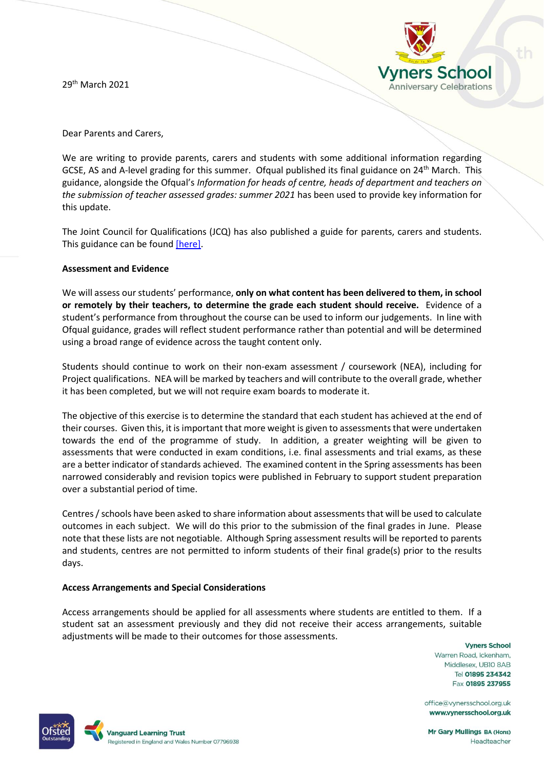29th March 2021

Dear Parents and Carers,

We are writing to provide parents, carers and students with some additional information regarding GCSE, AS and A-level grading for this summer. Ofqual published its final guidance on 24th March. This guidance, alongside the Ofqual's *Information for heads of centre, heads of department and teachers on the submission of teacher assessed grades: summer 2021* has been used to provide key information for this update.

The Joint Council for Qualifications (JCQ) has also published a guide for parents, carers and students. This guidance can be found [here].

**Assessment and Evidence**

We will assess our students' performance, **only on what content has been delivered to them, in school or remotely by their teachers, to determine the grade each student should receive.** Evidence of a student's performance from throughout the course can be used to inform our judgements. In line with Ofqual guidance, grades will reflect student performance rather than potential and will be determined using a broad range of evidence across the taught content only.

Students should continue to work on their non-exam assessment / coursework (NEA), including for Project qualifications. NEA will be marked by teachers and will contribute to the overall grade, whether it has been completed, but we will not require exam boards to moderate it.

The objective of this exercise is to determine the standard that each student has achieved at the end of their courses. Given this, it is important that more weight is given to assessments that were undertaken towards the end of the programme of study. In addition, a greater weighting will be given to assessments that were conducted in exam conditions, i.e. final assessments and trial exams, as these are a better indicator of standards achieved. The examined content in the Spring assessments has been narrowed considerably and revision topics were published in February to support student preparation over a substantial period of time.

Centres / schools have been asked to share information about assessments that will be used to calculate outcomes in each subject. We will do this prior to the submission of the final grades in June. Please note that these lists are not negotiable. Although Spring assessment results will be reported to parents and students, centres are not permitted to inform students of their final grade(s) prior to the results days.

**Access Arrangements and Special Considerations**

Access arrangements should be applied for all assessments where students are entitled to them. If a student sat an assessment previously and they did not receive their access arrangements, suitable adjustments will be made to their outcomes for those assessments.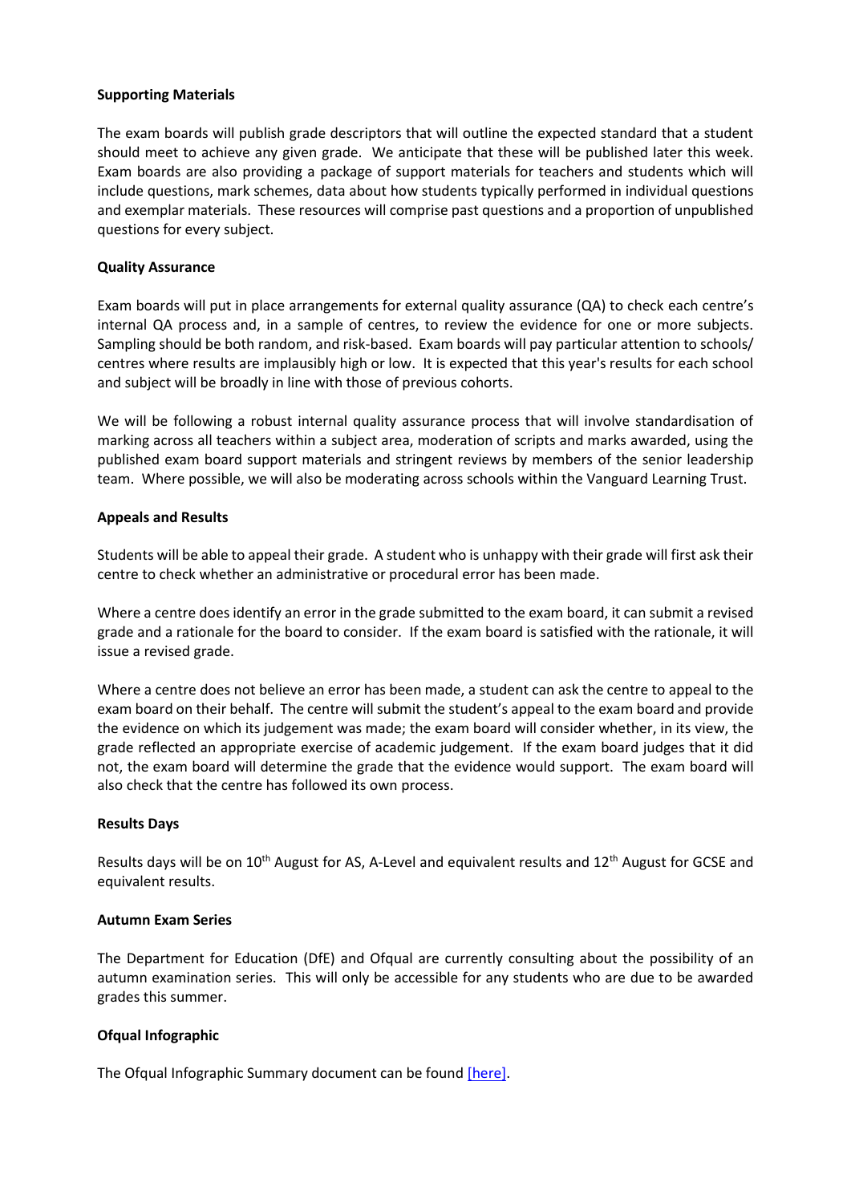**Supporting Materials**

The exam boards will publish grade descriptors that will outline the expected standard that a student should meet to achieve any given grade. We anticipate that these will be published later this week. Exam boards are also providing a package of support materials for teachers and students which will include questions, mark schemes, data about how students typically performed in individual questions and exemplar materials. These resources will comprise past questions and a proportion of unpublished questions for every subject.

**Quality Assurance**

Exam boards will put in place arrangements for external quality assurance (QA) to check each centre's internal QA process and, in a sample of centres, to review the evidence for one or more subjects. Sampling should be both random, and risk-based. Exam boards will pay particular attention to schools/ centres where results are implausibly high or low. It is expected that this year's results for each school and subject will be broadly in line with those of previous cohorts.

We will be following a robust internal quality assurance process that will involve standardisation of marking across all teachers within a subject area, moderation of scripts and marks awarded, using the published exam board support materials and stringent reviews by members of the senior leadership team. Where possible, we will also be moderating across schools within the Vanguard Learning Trust.

**Appeals and Results**

Students will be able to appeal their grade. A student who is unhappy with their grade will first ask their centre to check whether an administrative or procedural error has been made.

Where a centre does identify an error in the grade submitted to the exam board, it can submit a revised grade and a rationale for the board to consider. If the exam board is satisfied with the rationale, it will issue a revised grade.

Where a centre does not believe an error has been made, a student can ask the centre to appeal to the exam board on their behalf. The centre will submit the student's appeal to the exam board and provide the evidence on which its judgement was made; the exam board will consider whether, in its view, the grade reflected an appropriate exercise of academic judgement. If the exam board judges that it did not, the exam board will determine the grade that the evidence would support. The exam board will also check that the centre has followed its own process.

**Results Days**

Results days will be on 10th August for AS, A-Level and equivalent results and 12th August for GCSE and equivalent results.

**Autumn Exam Series**

The Department for Education (DfE) and Ofqual are currently consulting about the possibility of an autumn examination series. This will only be accessible for any students who are due to be awarded grades this summer.

**Ofqual Infographic**

The Ofqual Infographic Summary document can be found [here].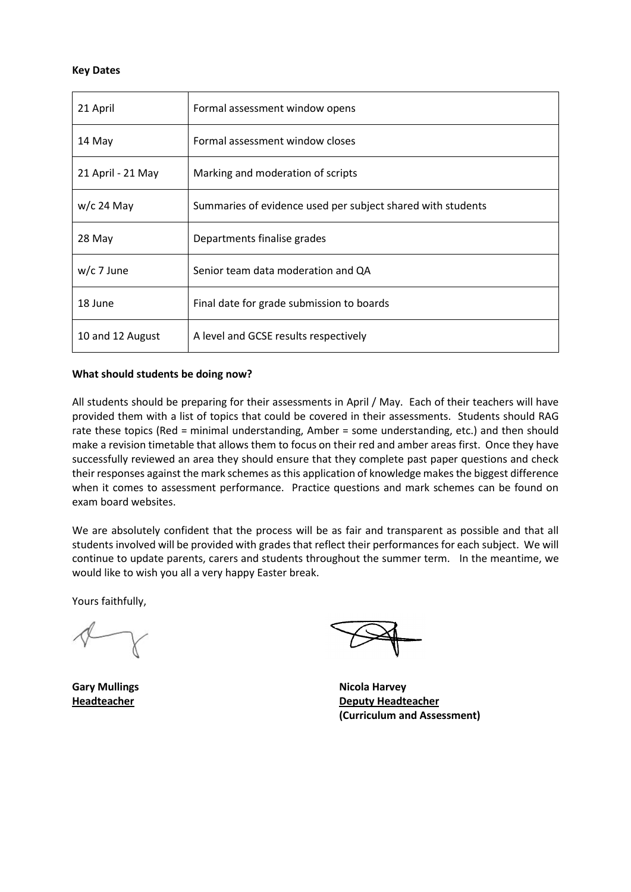**Key Dates**

| | |
|---|---|
| 21 April | Formal assessment window opens |
| 14 May | Formal assessment window closes |
| 21 April - 21 May | Marking and moderation of scripts |
| w/c 24 May | Summaries of evidence used per subject shared with students |
| 28 May | Departments finalise grades |
| w/c 7 June | Senior team data moderation and QA |
| 18 June | Final date for grade submission to boards |
| 10 and 12 August | A level and GCSE results respectively |

**What should students be doing now?**

All students should be preparing for their assessments in April / May. Each of their teachers will have provided them with a list of topics that could be covered in their assessments. Students should RAG rate these topics (Red = minimal understanding, Amber = some understanding, etc.) and then should make a revision timetable that allows them to focus on their red and amber areas first. Once they have successfully reviewed an area they should ensure that they complete past paper questions and check their responses against the mark schemes as this application of knowledge makes the biggest difference when it comes to assessment performance. Practice questions and mark schemes can be found on exam board websites.

We are absolutely confident that the process will be as fair and transparent as possible and that all students involved will be provided with grades that reflect their performances for each subject. We will continue to update parents, carers and students throughout the summer term. In the meantime, we would like to wish you all a very happy Easter break.

Yours faithfully,

**Gary Mullings**
**Headteacher**

**Nicola Harvey**
**Deputy Headteacher**
**(Curriculum and Assessment)**